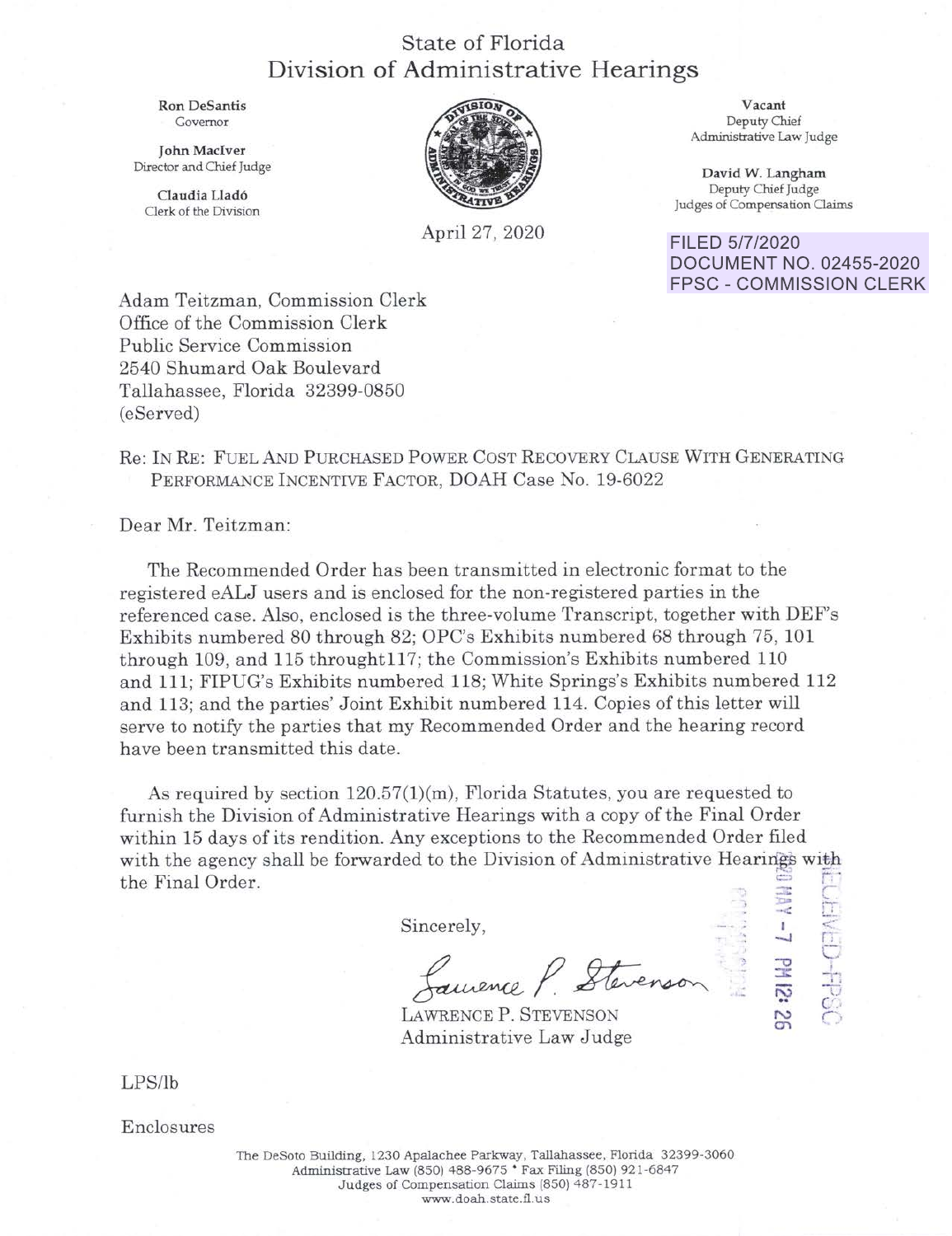# State of Florida
## Division of Administrative Hearings

**Ron DeSantis**
Governor

**John MacIver**
Director and Chief Judge

**Claudia Lladó**
Clerk of the Division

**Vacant**
Deputy Chief
Administrative Law Judge

**David W. Langham**
Deputy Chief Judge
Judges of Compensation Claims

April 27, 2020

FILED 5/7/2020
DOCUMENT NO. 02455-2020
FPSC - COMMISSION CLERK

Adam Teitzman, Commission Clerk
Office of the Commission Clerk
Public Service Commission
2540 Shumard Oak Boulevard
Tallahassee, Florida 32399-0850
(eServed)

Re: IN RE: FUEL AND PURCHASED POWER COST RECOVERY CLAUSE WITH GENERATING PERFORMANCE INCENTIVE FACTOR, DOAH Case No. 19-6022

Dear Mr. Teitzman:

The Recommended Order has been transmitted in electronic format to the registered eALJ users and is enclosed for the non-registered parties in the referenced case. Also, enclosed is the three-volume Transcript, together with DEF's Exhibits numbered 80 through 82; OPC's Exhibits numbered 68 through 75, 101 through 109, and 115 throught117; the Commission's Exhibits numbered 110 and 111; FIPUG's Exhibits numbered 118; White Springs's Exhibits numbered 112 and 113; and the parties' Joint Exhibit numbered 114. Copies of this letter will serve to notify the parties that my Recommended Order and the hearing record have been transmitted this date.

As required by section 120.57(1)(m), Florida Statutes, you are requested to furnish the Division of Administrative Hearings with a copy of the Final Order within 15 days of its rendition. Any exceptions to the Recommended Order filed with the agency shall be forwarded to the Division of Administrative Hearings with the Final Order.

Sincerely,

Lawrence P. Stevenson

LAWRENCE P. STEVENSON
Administrative Law Judge

2020 MAY -7 PM 12:26
RECEIVED-FPSC

LPS/lb

Enclosures

The DeSoto Building, 1230 Apalachee Parkway, Tallahassee, Florida 32399-3060
Administrative Law (850) 488-9675 • Fax Filing (850) 921-6847
Judges of Compensation Claims (850) 487-1911
www.doah.state.fl.us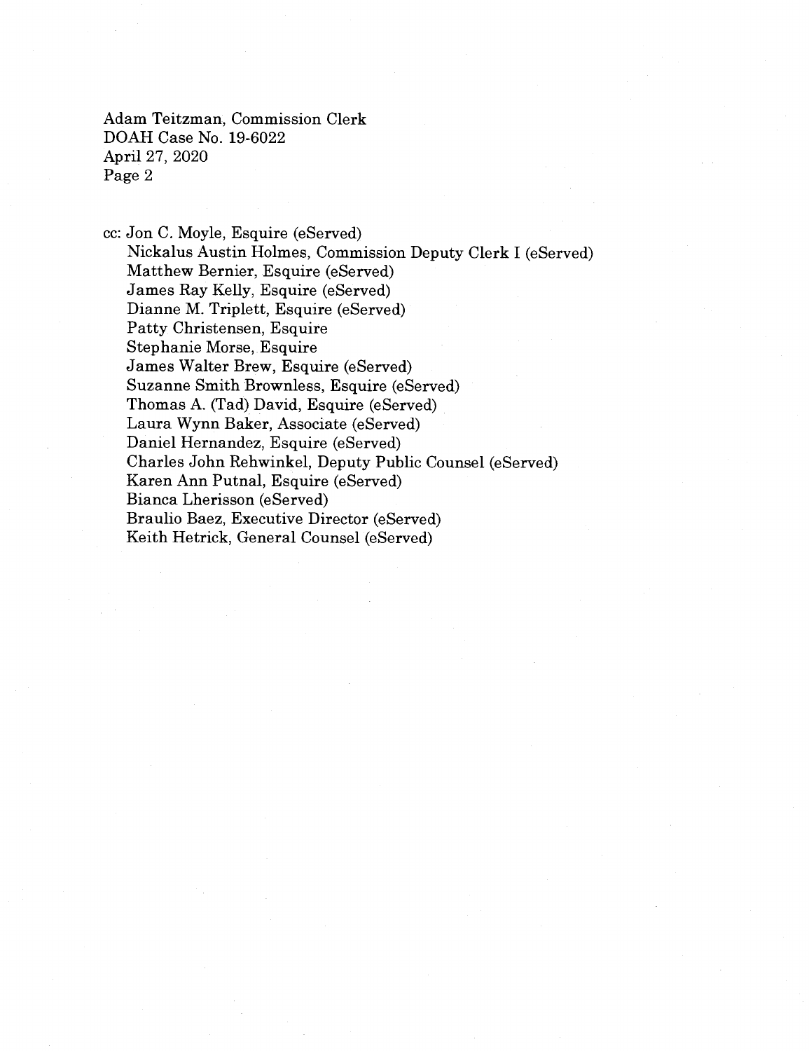cc: Jon C. Moyle, Esquire (eServed)
Nickalus Austin Holmes, Commission Deputy Clerk I (eServed)
Matthew Bernier, Esquire (eServed)
James Ray Kelly, Esquire (eServed)
Dianne M. Triplett, Esquire (eServed)
Patty Christensen, Esquire
Stephanie Morse, Esquire
James Walter Brew, Esquire (eServed)
Suzanne Smith Brownless, Esquire (eServed)
Thomas A. (Tad) David, Esquire (eServed)
Laura Wynn Baker, Associate (eServed)
Daniel Hernandez, Esquire (eServed)
Charles John Rehwinkel, Deputy Public Counsel (eServed)
Karen Ann Putnal, Esquire (eServed)
Bianca Lherisson (eServed)
Braulio Baez, Executive Director (eServed)
Keith Hetrick, General Counsel (eServed)